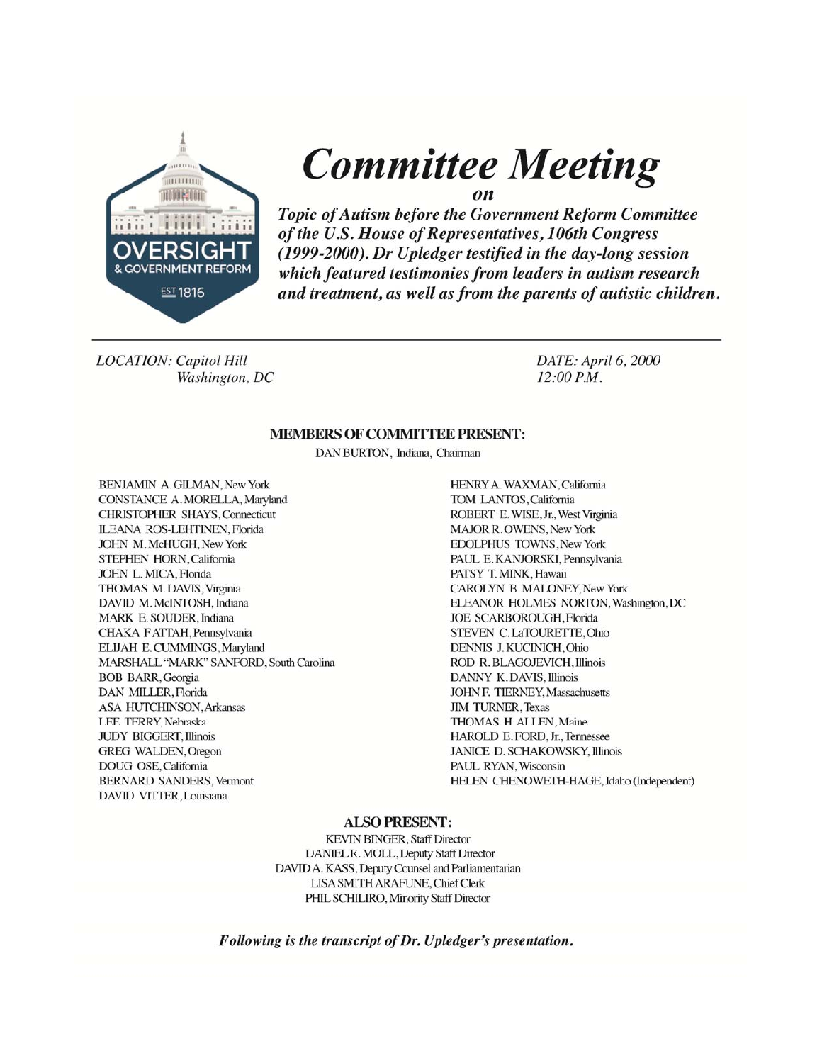# Committee Meeting

*on*

***Topic of Autism before the Government Reform Committee of the U.S. House of Representatives, 106th Congress (1999-2000). Dr Upledger testified in the day-long session which featured testimonies from leaders in autism research and treatment, as well as from the parents of autistic children.***

---

*LOCATION: Capitol Hill*
*Washington, DC*

*DATE: April 6, 2000*
*12:00 P.M.*

**MEMBERS OF COMMITTEE PRESENT:**

DAN BURTON, Indiana, Chairman

BENJAMIN A. GILMAN, New York
CONSTANCE A. MORELLA, Maryland
CHRISTOPHER SHAYS, Connecticut
ILEANA ROS-LEHTINEN, Florida
JOHN M. McHUGH, New York
STEPHEN HORN, California
JOHN L. MICA, Florida
THOMAS M. DAVIS, Virginia
DAVID M. McINTOSH, Indiana
MARK E. SOUDER, Indiana
CHAKA FATTAH, Pennsylvania
ELIJAH E. CUMMINGS, Maryland
MARSHALL "MARK" SANFORD, South Carolina
BOB BARR, Georgia
DAN MILLER, Florida
ASA HUTCHINSON, Arkansas
LEE TERRY, Nebraska
JUDY BIGGERT, Illinois
GREG WALDEN, Oregon
DOUG OSE, California
BERNARD SANDERS, Vermont
DAVID VITTER, Louisiana
HENRY A. WAXMAN, California
TOM LANTOS, California
ROBERT E. WISE, Jr., West Virginia
MAJOR R. OWENS, New York
EDOLPHUS TOWNS, New York
PAUL E. KANJORSKI, Pennsylvania
PATSY T. MINK, Hawaii
CAROLYN B. MALONEY, New York
ELEANOR HOLMES NORTON, Washington, DC
JOE SCARBOROUGH, Florida
STEVEN C. LaTOURETTE, Ohio
DENNIS J. KUCINICH, Ohio
ROD R. BLAGOJEVICH, Illinois
DANNY K. DAVIS, Illinois
JOHN F. TIERNEY, Massachusetts
JIM TURNER, Texas
THOMAS H. ALLEN, Maine
HAROLD E. FORD, Jr., Tennessee
JANICE D. SCHAKOWSKY, Illinois
PAUL RYAN, Wisconsin
HELEN CHENOWETH-HAGE, Idaho (Independent)

**ALSO PRESENT:**

KEVIN BINGER, Staff Director
DANIEL R. MOLL, Deputy Staff Director
DAVID A. KASS, Deputy Counsel and Parliamentarian
LISA SMITH ARAFUNE, Chief Clerk
PHIL SCHILIRO, Minority Staff Director

***Following is the transcript of Dr. Upledger's presentation.***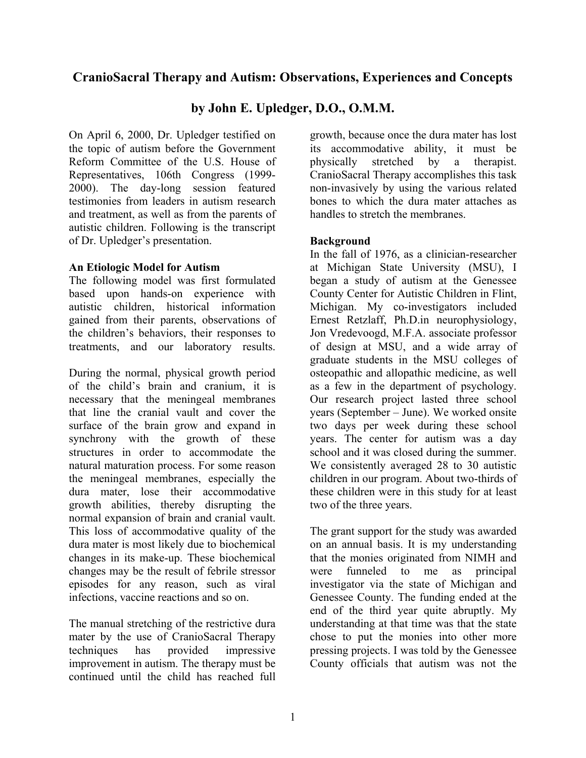# CranioSacral Therapy and Autism: Observations, Experiences and Concepts

## by John E. Upledger, D.O., O.M.M.

On April 6, 2000, Dr. Upledger testified on the topic of autism before the Government Reform Committee of the U.S. House of Representatives, 106th Congress (1999-2000). The day-long session featured testimonies from leaders in autism research and treatment, as well as from the parents of autistic children. Following is the transcript of Dr. Upledger's presentation.

**An Etiologic Model for Autism**

The following model was first formulated based upon hands-on experience with autistic children, historical information gained from their parents, observations of the children's behaviors, their responses to treatments, and our laboratory results.

During the normal, physical growth period of the child's brain and cranium, it is necessary that the meningeal membranes that line the cranial vault and cover the surface of the brain grow and expand in synchrony with the growth of these structures in order to accommodate the natural maturation process. For some reason the meningeal membranes, especially the dura mater, lose their accommodative growth abilities, thereby disrupting the normal expansion of brain and cranial vault. This loss of accommodative quality of the dura mater is most likely due to biochemical changes in its make-up. These biochemical changes may be the result of febrile stressor episodes for any reason, such as viral infections, vaccine reactions and so on.

The manual stretching of the restrictive dura mater by the use of CranioSacral Therapy techniques has provided impressive improvement in autism. The therapy must be continued until the child has reached full growth, because once the dura mater has lost its accommodative ability, it must be physically stretched by a therapist. CranioSacral Therapy accomplishes this task non-invasively by using the various related bones to which the dura mater attaches as handles to stretch the membranes.

**Background**

In the fall of 1976, as a clinician-researcher at Michigan State University (MSU), I began a study of autism at the Genessee County Center for Autistic Children in Flint, Michigan. My co-investigators included Ernest Retzlaff, Ph.D.in neurophysiology, Jon Vredevoogd, M.F.A. associate professor of design at MSU, and a wide array of graduate students in the MSU colleges of osteopathic and allopathic medicine, as well as a few in the department of psychology. Our research project lasted three school years (September – June). We worked onsite two days per week during these school years. The center for autism was a day school and it was closed during the summer. We consistently averaged 28 to 30 autistic children in our program. About two-thirds of these children were in this study for at least two of the three years.

The grant support for the study was awarded on an annual basis. It is my understanding that the monies originated from NIMH and were funneled to me as principal investigator via the state of Michigan and Genessee County. The funding ended at the end of the third year quite abruptly. My understanding at that time was that the state chose to put the monies into other more pressing projects. I was told by the Genessee County officials that autism was not the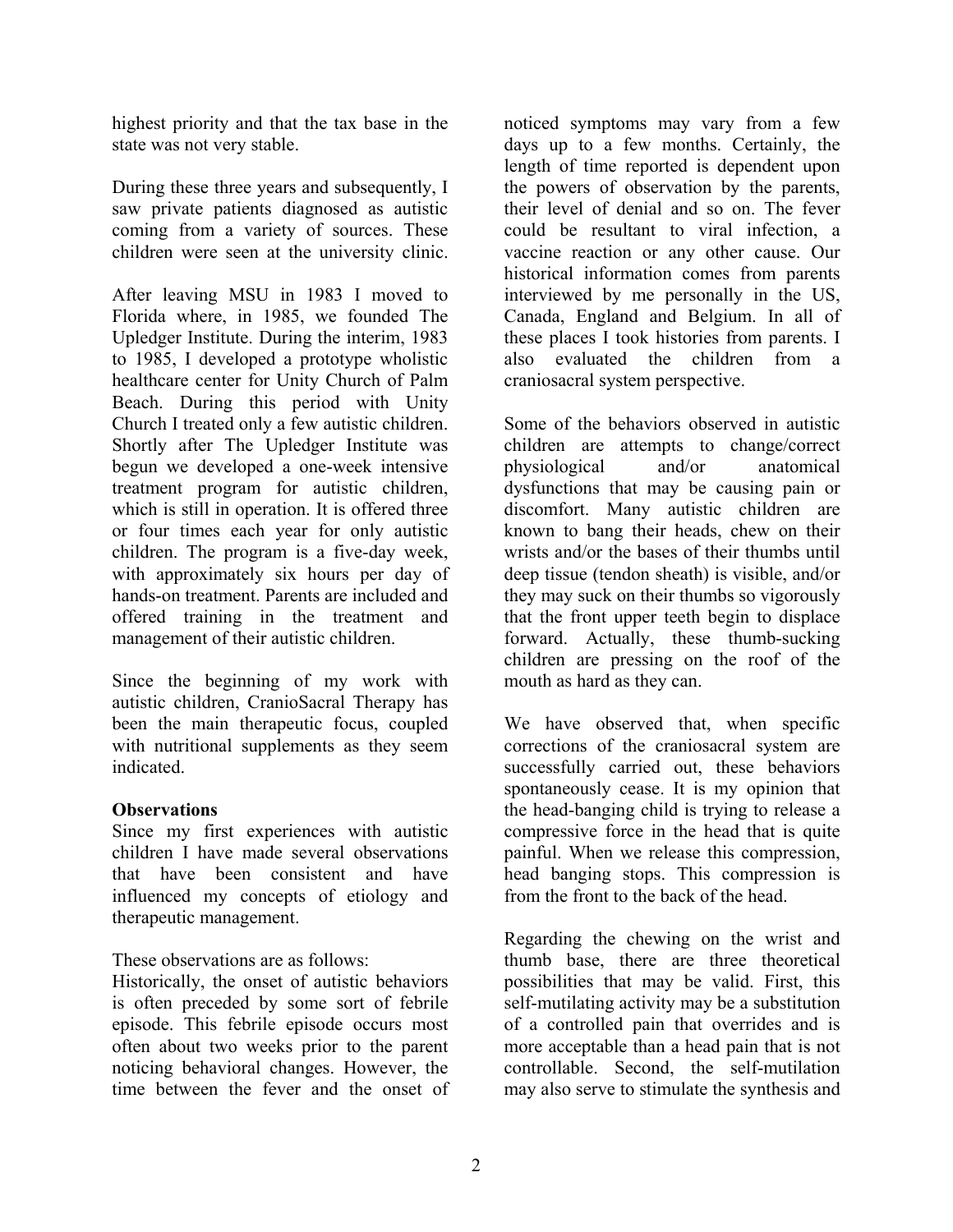highest priority and that the tax base in the state was not very stable.

During these three years and subsequently, I saw private patients diagnosed as autistic coming from a variety of sources. These children were seen at the university clinic.

After leaving MSU in 1983 I moved to Florida where, in 1985, we founded The Upledger Institute. During the interim, 1983 to 1985, I developed a prototype wholistic healthcare center for Unity Church of Palm Beach. During this period with Unity Church I treated only a few autistic children. Shortly after The Upledger Institute was begun we developed a one-week intensive treatment program for autistic children, which is still in operation. It is offered three or four times each year for only autistic children. The program is a five-day week, with approximately six hours per day of hands-on treatment. Parents are included and offered training in the treatment and management of their autistic children.

Since the beginning of my work with autistic children, CranioSacral Therapy has been the main therapeutic focus, coupled with nutritional supplements as they seem indicated.

**Observations**

Since my first experiences with autistic children I have made several observations that have been consistent and have influenced my concepts of etiology and therapeutic management.

These observations are as follows:
Historically, the onset of autistic behaviors is often preceded by some sort of febrile episode. This febrile episode occurs most often about two weeks prior to the parent noticing behavioral changes. However, the time between the fever and the onset of noticed symptoms may vary from a few days up to a few months. Certainly, the length of time reported is dependent upon the powers of observation by the parents, their level of denial and so on. The fever could be resultant to viral infection, a vaccine reaction or any other cause. Our historical information comes from parents interviewed by me personally in the US, Canada, England and Belgium. In all of these places I took histories from parents. I also evaluated the children from a craniosacral system perspective.

Some of the behaviors observed in autistic children are attempts to change/correct physiological and/or anatomical dysfunctions that may be causing pain or discomfort. Many autistic children are known to bang their heads, chew on their wrists and/or the bases of their thumbs until deep tissue (tendon sheath) is visible, and/or they may suck on their thumbs so vigorously that the front upper teeth begin to displace forward. Actually, these thumb-sucking children are pressing on the roof of the mouth as hard as they can.

We have observed that, when specific corrections of the craniosacral system are successfully carried out, these behaviors spontaneously cease. It is my opinion that the head-banging child is trying to release a compressive force in the head that is quite painful. When we release this compression, head banging stops. This compression is from the front to the back of the head.

Regarding the chewing on the wrist and thumb base, there are three theoretical possibilities that may be valid. First, this self-mutilating activity may be a substitution of a controlled pain that overrides and is more acceptable than a head pain that is not controllable. Second, the self-mutilation may also serve to stimulate the synthesis and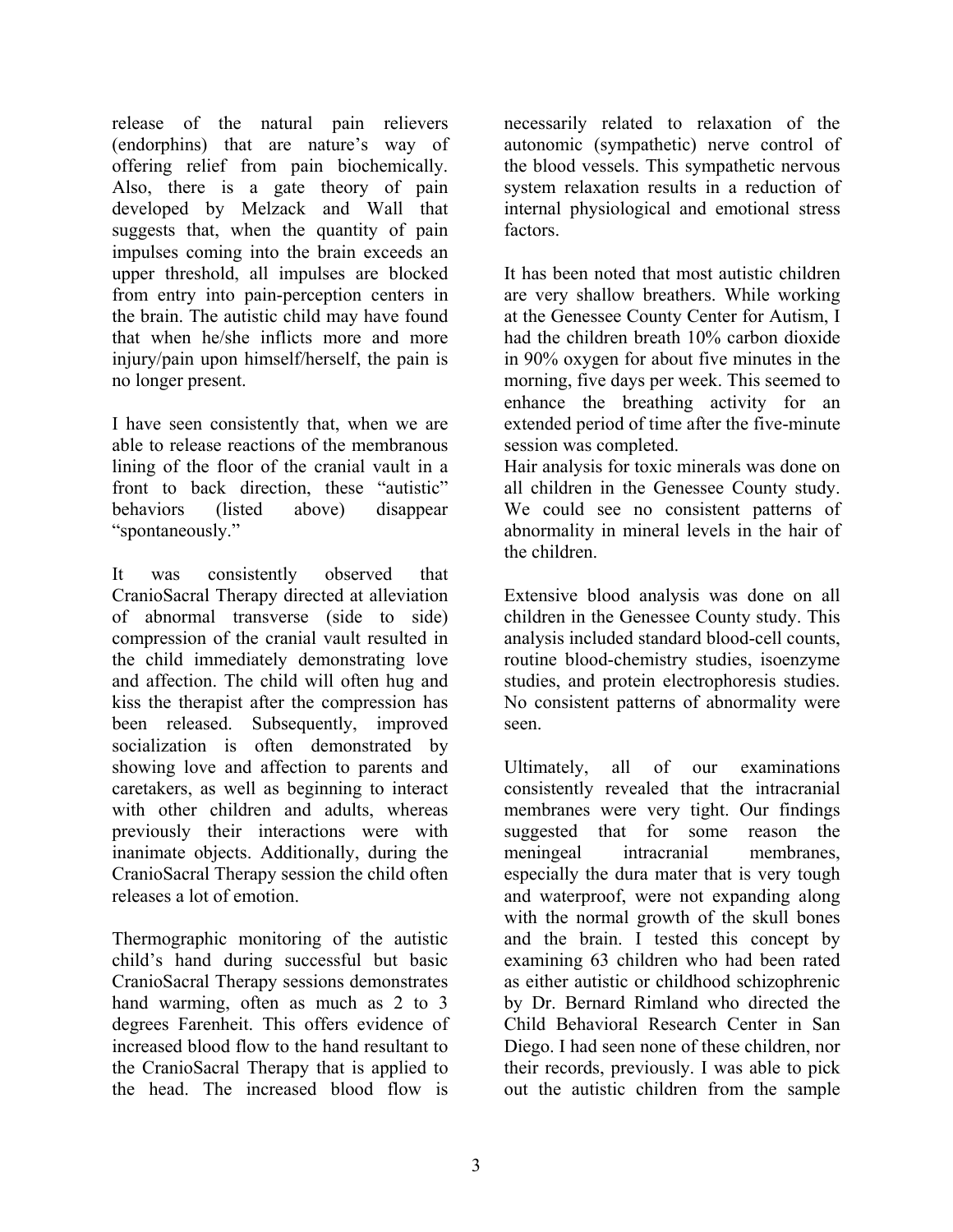release of the natural pain relievers (endorphins) that are nature's way of offering relief from pain biochemically. Also, there is a gate theory of pain developed by Melzack and Wall that suggests that, when the quantity of pain impulses coming into the brain exceeds an upper threshold, all impulses are blocked from entry into pain-perception centers in the brain. The autistic child may have found that when he/she inflicts more and more injury/pain upon himself/herself, the pain is no longer present.

I have seen consistently that, when we are able to release reactions of the membranous lining of the floor of the cranial vault in a front to back direction, these "autistic" behaviors (listed above) disappear "spontaneously."

It was consistently observed that CranioSacral Therapy directed at alleviation of abnormal transverse (side to side) compression of the cranial vault resulted in the child immediately demonstrating love and affection. The child will often hug and kiss the therapist after the compression has been released. Subsequently, improved socialization is often demonstrated by showing love and affection to parents and caretakers, as well as beginning to interact with other children and adults, whereas previously their interactions were with inanimate objects. Additionally, during the CranioSacral Therapy session the child often releases a lot of emotion.

Thermographic monitoring of the autistic child's hand during successful but basic CranioSacral Therapy sessions demonstrates hand warming, often as much as 2 to 3 degrees Farenheit. This offers evidence of increased blood flow to the hand resultant to the CranioSacral Therapy that is applied to the head. The increased blood flow is necessarily related to relaxation of the autonomic (sympathetic) nerve control of the blood vessels. This sympathetic nervous system relaxation results in a reduction of internal physiological and emotional stress factors.

It has been noted that most autistic children are very shallow breathers. While working at the Genessee County Center for Autism, I had the children breath 10% carbon dioxide in 90% oxygen for about five minutes in the morning, five days per week. This seemed to enhance the breathing activity for an extended period of time after the five-minute session was completed.

Hair analysis for toxic minerals was done on all children in the Genessee County study. We could see no consistent patterns of abnormality in mineral levels in the hair of the children.

Extensive blood analysis was done on all children in the Genessee County study. This analysis included standard blood-cell counts, routine blood-chemistry studies, isoenzyme studies, and protein electrophoresis studies. No consistent patterns of abnormality were seen.

Ultimately, all of our examinations consistently revealed that the intracranial membranes were very tight. Our findings suggested that for some reason the meningeal intracranial membranes, especially the dura mater that is very tough and waterproof, were not expanding along with the normal growth of the skull bones and the brain. I tested this concept by examining 63 children who had been rated as either autistic or childhood schizophrenic by Dr. Bernard Rimland who directed the Child Behavioral Research Center in San Diego. I had seen none of these children, nor their records, previously. I was able to pick out the autistic children from the sample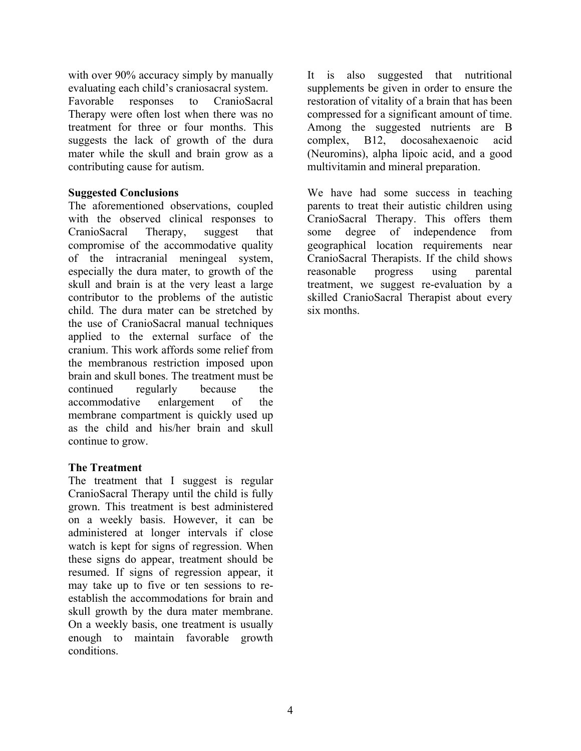with over 90% accuracy simply by manually evaluating each child's craniosacral system. Favorable responses to CranioSacral Therapy were often lost when there was no treatment for three or four months. This suggests the lack of growth of the dura mater while the skull and brain grow as a contributing cause for autism.

**Suggested Conclusions**

The aforementioned observations, coupled with the observed clinical responses to CranioSacral Therapy, suggest that compromise of the accommodative quality of the intracranial meningeal system, especially the dura mater, to growth of the skull and brain is at the very least a large contributor to the problems of the autistic child. The dura mater can be stretched by the use of CranioSacral manual techniques applied to the external surface of the cranium. This work affords some relief from the membranous restriction imposed upon brain and skull bones. The treatment must be continued regularly because the accommodative enlargement of the membrane compartment is quickly used up as the child and his/her brain and skull continue to grow.

**The Treatment**

The treatment that I suggest is regular CranioSacral Therapy until the child is fully grown. This treatment is best administered on a weekly basis. However, it can be administered at longer intervals if close watch is kept for signs of regression. When these signs do appear, treatment should be resumed. If signs of regression appear, it may take up to five or ten sessions to re-establish the accommodations for brain and skull growth by the dura mater membrane. On a weekly basis, one treatment is usually enough to maintain favorable growth conditions.

It is also suggested that nutritional supplements be given in order to ensure the restoration of vitality of a brain that has been compressed for a significant amount of time. Among the suggested nutrients are B complex, B12, docosahexaenoic acid (Neuromins), alpha lipoic acid, and a good multivitamin and mineral preparation.

We have had some success in teaching parents to treat their autistic children using CranioSacral Therapy. This offers them some degree of independence from geographical location requirements near CranioSacral Therapists. If the child shows reasonable progress using parental treatment, we suggest re-evaluation by a skilled CranioSacral Therapist about every six months.